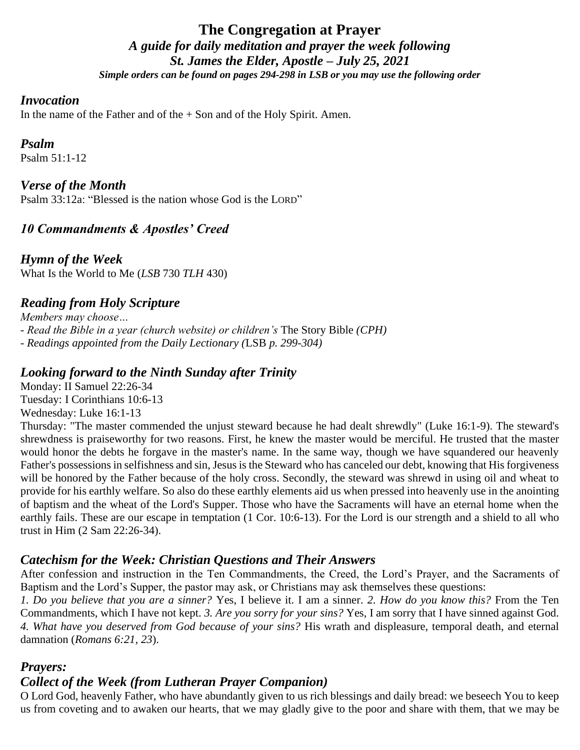# The Congregation at Prayer

***A guide for daily meditation and prayer the week following***
***St. James the Elder, Apostle – July 25, 2021***
***Simple orders can be found on pages 294-298 in LSB or you may use the following order***

## *Invocation*

In the name of the Father and of the + Son and of the Holy Spirit. Amen.

## *Psalm*

Psalm 51:1-12

## *Verse of the Month*

Psalm 33:12a: "Blessed is the nation whose God is the LORD"

## *10 Commandments & Apostles' Creed*

## *Hymn of the Week*

What Is the World to Me (*LSB* 730 *TLH* 430)

## *Reading from Holy Scripture*

*Members may choose…*
- *Read the Bible in a year (church website) or children's* The Story Bible *(CPH)*
- *Readings appointed from the Daily Lectionary (*LSB *p. 299-304)*

## *Looking forward to the Ninth Sunday after Trinity*

Monday: II Samuel 22:26-34
Tuesday: I Corinthians 10:6-13
Wednesday: Luke 16:1-13
Thursday: "The master commended the unjust steward because he had dealt shrewdly" (Luke 16:1-9). The steward's shrewdness is praiseworthy for two reasons. First, he knew the master would be merciful. He trusted that the master would honor the debts he forgave in the master's name. In the same way, though we have squandered our heavenly Father's possessions in selfishness and sin, Jesus is the Steward who has canceled our debt, knowing that His forgiveness will be honored by the Father because of the holy cross. Secondly, the steward was shrewd in using oil and wheat to provide for his earthly welfare. So also do these earthly elements aid us when pressed into heavenly use in the anointing of baptism and the wheat of the Lord's Supper. Those who have the Sacraments will have an eternal home when the earthly fails. These are our escape in temptation (1 Cor. 10:6-13). For the Lord is our strength and a shield to all who trust in Him (2 Sam 22:26-34).

## *Catechism for the Week: Christian Questions and Their Answers*

After confession and instruction in the Ten Commandments, the Creed, the Lord's Prayer, and the Sacraments of Baptism and the Lord's Supper, the pastor may ask, or Christians may ask themselves these questions:
*1. Do you believe that you are a sinner?* Yes, I believe it. I am a sinner. *2. How do you know this?* From the Ten Commandments, which I have not kept. *3. Are you sorry for your sins?* Yes, I am sorry that I have sinned against God. *4. What have you deserved from God because of your sins?* His wrath and displeasure, temporal death, and eternal damnation (*Romans 6:21, 23*).

## *Prayers:*

## *Collect of the Week (from Lutheran Prayer Companion)*

O Lord God, heavenly Father, who have abundantly given to us rich blessings and daily bread: we beseech You to keep us from coveting and to awaken our hearts, that we may gladly give to the poor and share with them, that we may be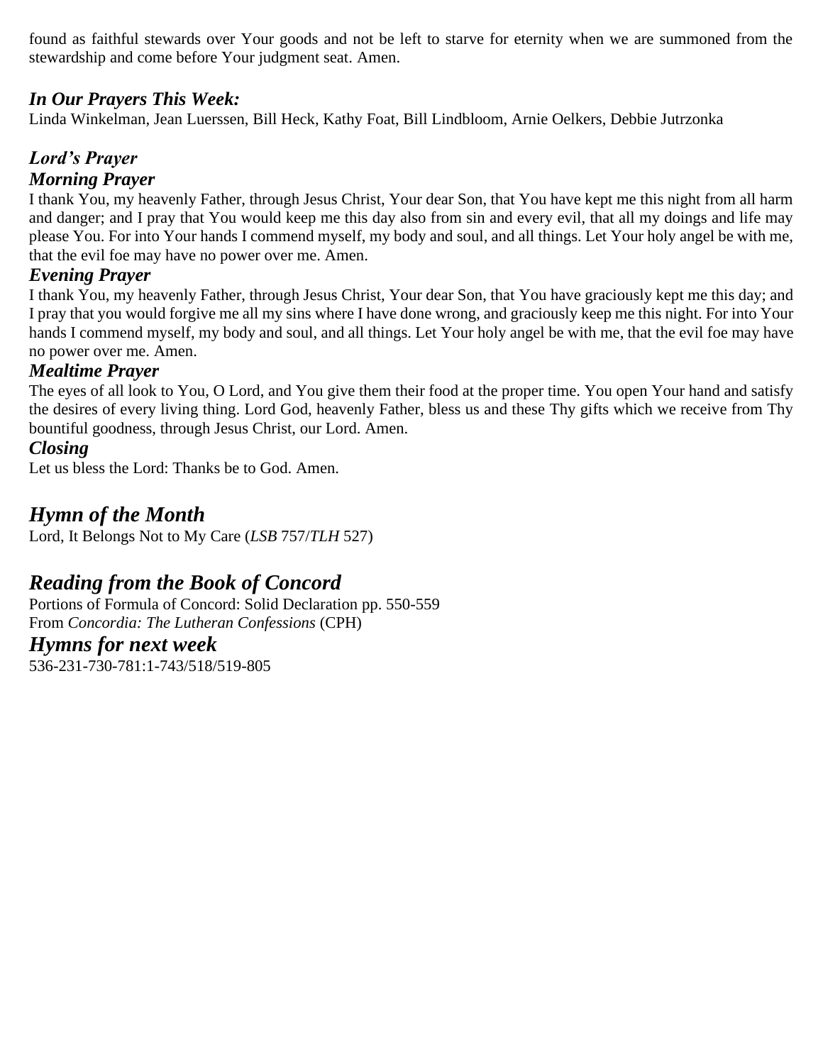found as faithful stewards over Your goods and not be left to starve for eternity when we are summoned from the stewardship and come before Your judgment seat. Amen.

### *In Our Prayers This Week:*

Linda Winkelman, Jean Luerssen, Bill Heck, Kathy Foat, Bill Lindbloom, Arnie Oelkers, Debbie Jutrzonka

### *Lord's Prayer*

### *Morning Prayer*

I thank You, my heavenly Father, through Jesus Christ, Your dear Son, that You have kept me this night from all harm and danger; and I pray that You would keep me this day also from sin and every evil, that all my doings and life may please You. For into Your hands I commend myself, my body and soul, and all things. Let Your holy angel be with me, that the evil foe may have no power over me. Amen.

### *Evening Prayer*

I thank You, my heavenly Father, through Jesus Christ, Your dear Son, that You have graciously kept me this day; and I pray that you would forgive me all my sins where I have done wrong, and graciously keep me this night. For into Your hands I commend myself, my body and soul, and all things. Let Your holy angel be with me, that the evil foe may have no power over me. Amen.

### *Mealtime Prayer*

The eyes of all look to You, O Lord, and You give them their food at the proper time. You open Your hand and satisfy the desires of every living thing. Lord God, heavenly Father, bless us and these Thy gifts which we receive from Thy bountiful goodness, through Jesus Christ, our Lord. Amen.

### *Closing*

Let us bless the Lord: Thanks be to God. Amen.

## *Hymn of the Month*

Lord, It Belongs Not to My Care (*LSB* 757/*TLH* 527)

## *Reading from the Book of Concord*

Portions of Formula of Concord: Solid Declaration pp. 550-559
From *Concordia: The Lutheran Confessions* (CPH)

## *Hymns for next week*

536-231-730-781:1-743/518/519-805